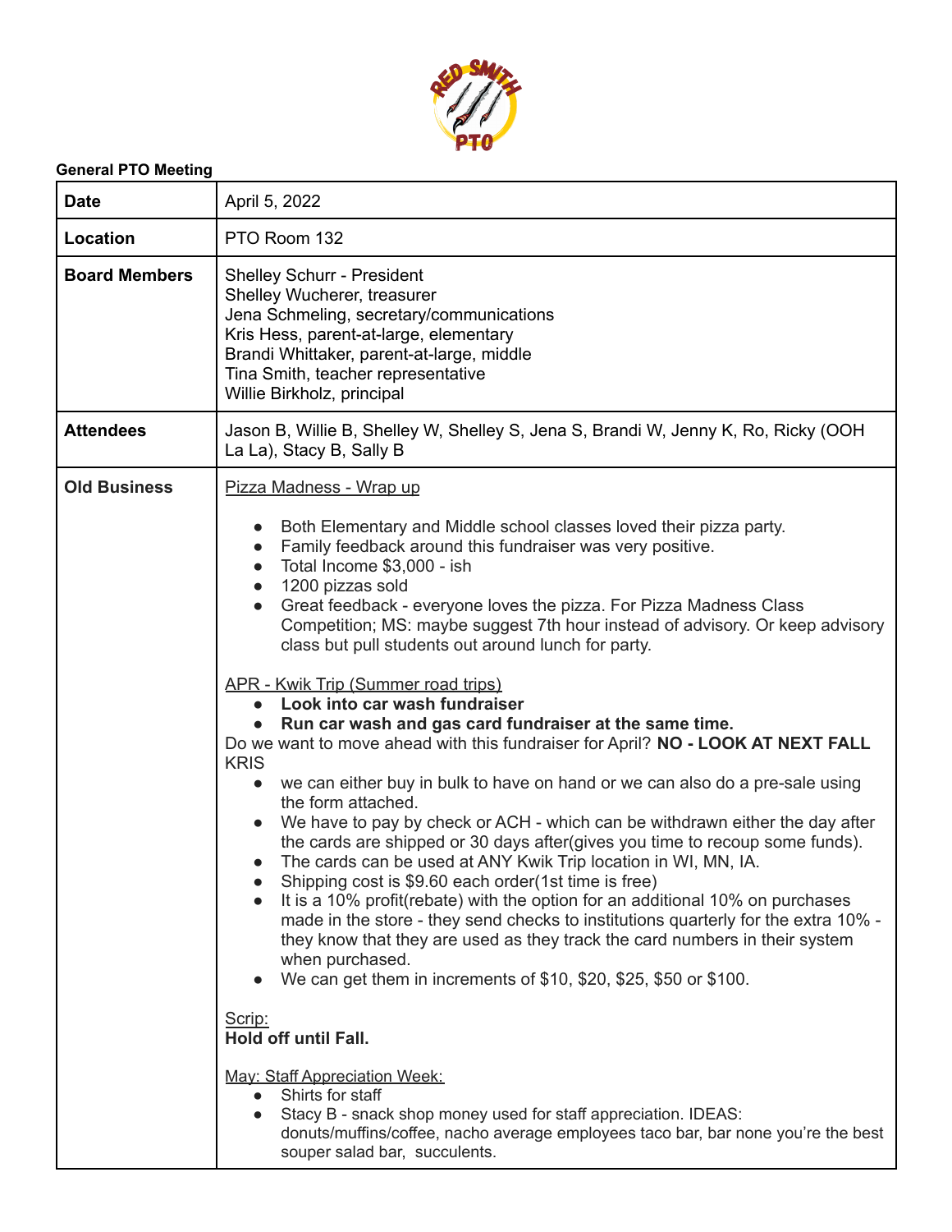**General PTO Meeting**

| | |
|---|---|
| **Date** | April 5, 2022 |
| **Location** | PTO Room 132 |
| **Board Members** | Shelley Schurr - President<br>Shelley Wucherer, treasurer<br>Jena Schmeling, secretary/communications<br>Kris Hess, parent-at-large, elementary<br>Brandi Whittaker, parent-at-large, middle<br>Tina Smith, teacher representative<br>Willie Birkholz, principal |
| **Attendees** | Jason B, Willie B, Shelley W, Shelley S, Jena S, Brandi W, Jenny K, Ro, Ricky (OOH La La), Stacy B, Sally B |
| **Old Business** | <u>Pizza Madness - Wrap up</u><br><br>• Both Elementary and Middle school classes loved their pizza party.<br>• Family feedback around this fundraiser was very positive.<br>• Total Income $3,000 - ish<br>• 1200 pizzas sold<br>• Great feedback - everyone loves the pizza. For Pizza Madness Class Competition; MS: maybe suggest 7th hour instead of advisory. Or keep advisory class but pull students out around lunch for party.<br><br><u>APR - Kwik Trip (Summer road trips)</u><br>• **Look into car wash fundraiser**<br>• **Run car wash and gas card fundraiser at the same time.**<br>Do we want to move ahead with this fundraiser for April? **NO - LOOK AT NEXT FALL**<br>KRIS<br>• we can either buy in bulk to have on hand or we can also do a pre-sale using the form attached.<br>• We have to pay by check or ACH - which can be withdrawn either the day after the cards are shipped or 30 days after(gives you time to recoup some funds).<br>• The cards can be used at ANY Kwik Trip location in WI, MN, IA.<br>• Shipping cost is $9.60 each order(1st time is free)<br>• It is a 10% profit(rebate) with the option for an additional 10% on purchases made in the store - they send checks to institutions quarterly for the extra 10% - they know that they are used as they track the card numbers in their system when purchased.<br>• We can get them in increments of $10, $20, $25, $50 or $100.<br><br><u>Scrip:</u><br>**Hold off until Fall.**<br><br><u>May: Staff Appreciation Week:</u><br>• Shirts for staff<br>• Stacy B - snack shop money used for staff appreciation. IDEAS: donuts/muffins/coffee, nacho average employees taco bar, bar none you're the best souper salad bar, succulents. |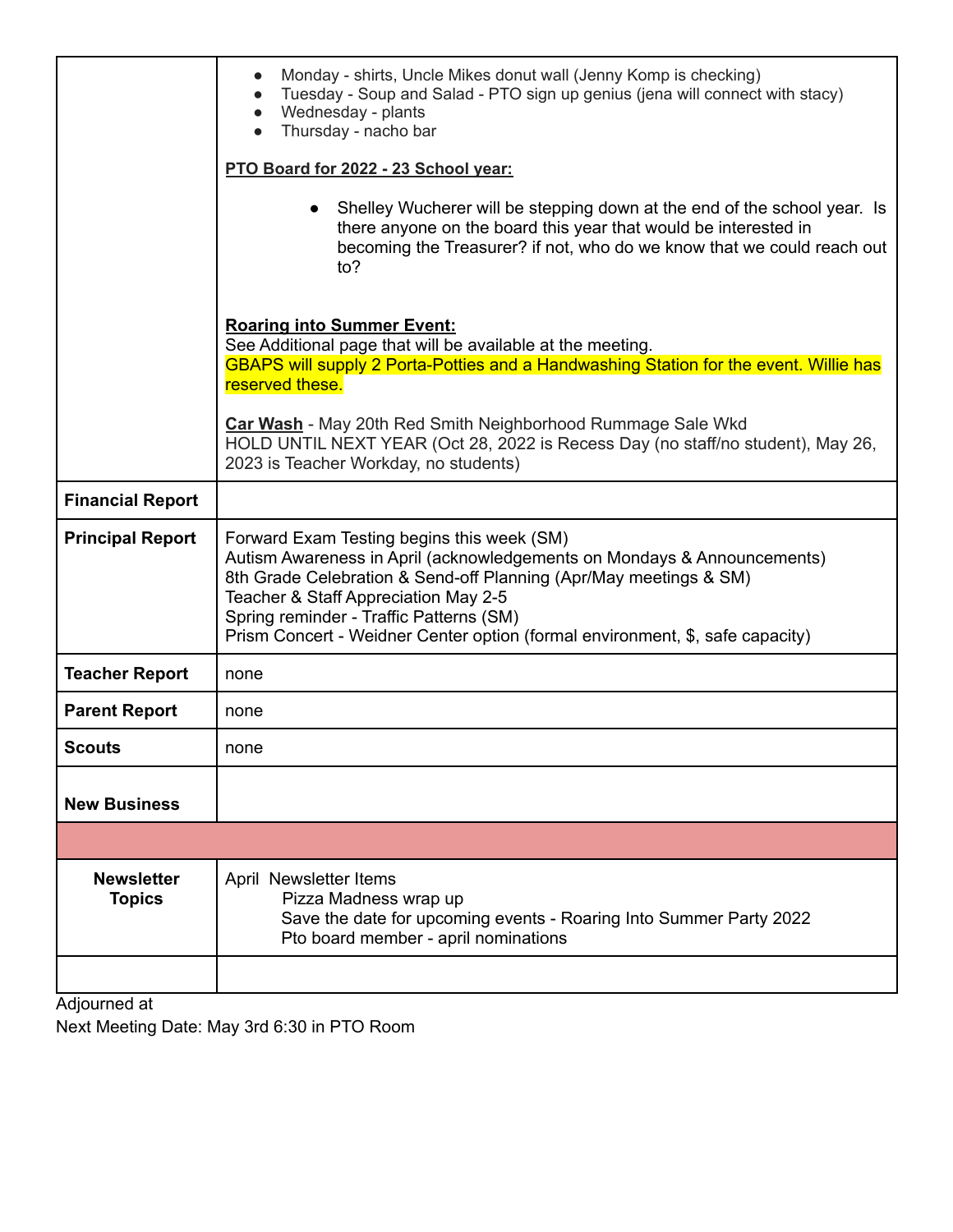| | |
|---|---|
| | • Monday - shirts, Uncle Mikes donut wall (Jenny Komp is checking)<br>• Tuesday - Soup and Salad - PTO sign up genius (jena will connect with stacy)<br>• Wednesday - plants<br>• Thursday - nacho bar<br><br>**PTO Board for 2022 - 23 School year:**<br><br>• Shelley Wucherer will be stepping down at the end of the school year. Is there anyone on the board this year that would be interested in becoming the Treasurer? if not, who do we know that we could reach out to?<br><br>**Roaring into Summer Event:**<br>See Additional page that will be available at the meeting.<br>GBAPS will supply 2 Porta-Potties and a Handwashing Station for the event. Willie has reserved these.<br><br>**Car Wash** - May 20th Red Smith Neighborhood Rummage Sale Wkd<br>HOLD UNTIL NEXT YEAR (Oct 28, 2022 is Recess Day (no staff/no student), May 26, 2023 is Teacher Workday, no students) |
| **Financial Report** | |
| **Principal Report** | Forward Exam Testing begins this week (SM)<br>Autism Awareness in April (acknowledgements on Mondays & Announcements)<br>8th Grade Celebration & Send-off Planning (Apr/May meetings & SM)<br>Teacher & Staff Appreciation May 2-5<br>Spring reminder - Traffic Patterns (SM)<br>Prism Concert - Weidner Center option (formal environment, $, safe capacity) |
| **Teacher Report** | none |
| **Parent Report** | none |
| **Scouts** | none |
| **New Business** | |
| | |
| **Newsletter Topics** | April Newsletter Items<br>Pizza Madness wrap up<br>Save the date for upcoming events - Roaring Into Summer Party 2022<br>Pto board member - april nominations |
| | |

Adjourned at

Next Meeting Date: May 3rd 6:30 in PTO Room